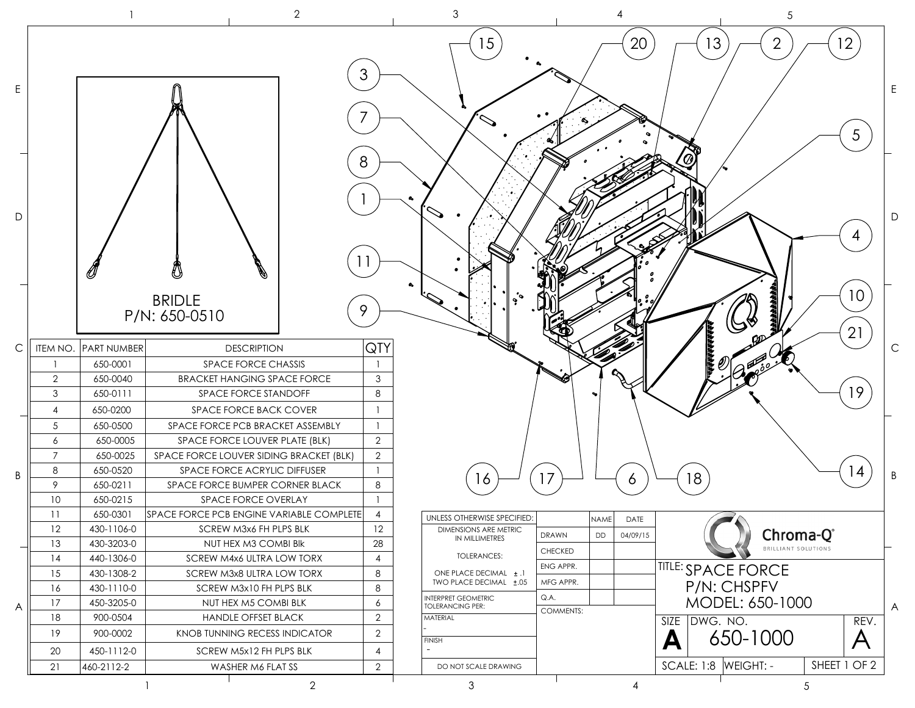BRIDLE
P/N: 650-0510

| ITEM NO. | PART NUMBER | DESCRIPTION | QTY |
|---|---|---|---|
| 1 | 650-0001 | SPACE FORCE CHASSIS | 1 |
| 2 | 650-0040 | BRACKET HANGING SPACE FORCE | 3 |
| 3 | 650-0111 | SPACE FORCE STANDOFF | 8 |
| 4 | 650-0200 | SPACE FORCE BACK COVER | 1 |
| 5 | 650-0500 | SPACE FORCE PCB BRACKET ASSEMBLY | 1 |
| 6 | 650-0005 | SPACE FORCE LOUVER PLATE (BLK) | 2 |
| 7 | 650-0025 | SPACE FORCE LOUVER SIDING BRACKET (BLK) | 2 |
| 8 | 650-0520 | SPACE FORCE ACRYLIC DIFFUSER | 1 |
| 9 | 650-0211 | SPACE FORCE BUMPER CORNER BLACK | 8 |
| 10 | 650-0215 | SPACE FORCE OVERLAY | 1 |
| 11 | 650-0301 | SPACE FORCE PCB ENGINE VARIABLE COMPLETE | 4 |
| 12 | 430-1106-0 | SCREW M3x6 FH PLPS BLK | 12 |
| 13 | 430-3203-0 | NUT HEX M3 COMBI Blk | 28 |
| 14 | 440-1306-0 | SCREW M4x6 ULTRA LOW TORX | 4 |
| 15 | 430-1308-2 | SCREW M3x8 ULTRA LOW TORX | 8 |
| 16 | 430-1110-0 | SCREW M3x10 FH PLPS BLK | 8 |
| 17 | 450-3205-0 | NUT HEX M5 COMBI BLK | 6 |
| 18 | 900-0504 | HANDLE OFFSET BLACK | 2 |
| 19 | 900-0002 | KNOB TUNNING RECESS INDICATOR | 2 |
| 20 | 450-1112-0 | SCREW M5x12 FH PLPS BLK | 4 |
| 21 | 460-2112-2 | WASHER M6 FLAT SS | 2 |

| UNLESS OTHERWISE SPECIFIED: | | NAME | DATE |
|---|---|---|---|
| DIMENSIONS ARE METRIC IN MILLIMETRES | DRAWN | DD | 04/09/15 |
| TOLERANCES: | CHECKED | | |
| ONE PLACE DECIMAL ± .1 | ENG APPR. | | |
| TWO PLACE DECIMAL ±.05 | MFG APPR. | | |
| INTERPRET GEOMETRIC TOLERANCING PER: | Q.A. | | |
| MATERIAL - | COMMENTS: | | |
| FINISH - | | | |
| DO NOT SCALE DRAWING | | | |

Chroma-Q® BRILLIANT SOLUTIONS

TITLE: SPACE FORCE
P/N: CHSPFV
MODEL: 650-1000

SIZE: A | DWG. NO. 650-1000 | REV. A

SCALE: 1:8 | WEIGHT: - | SHEET 1 OF 2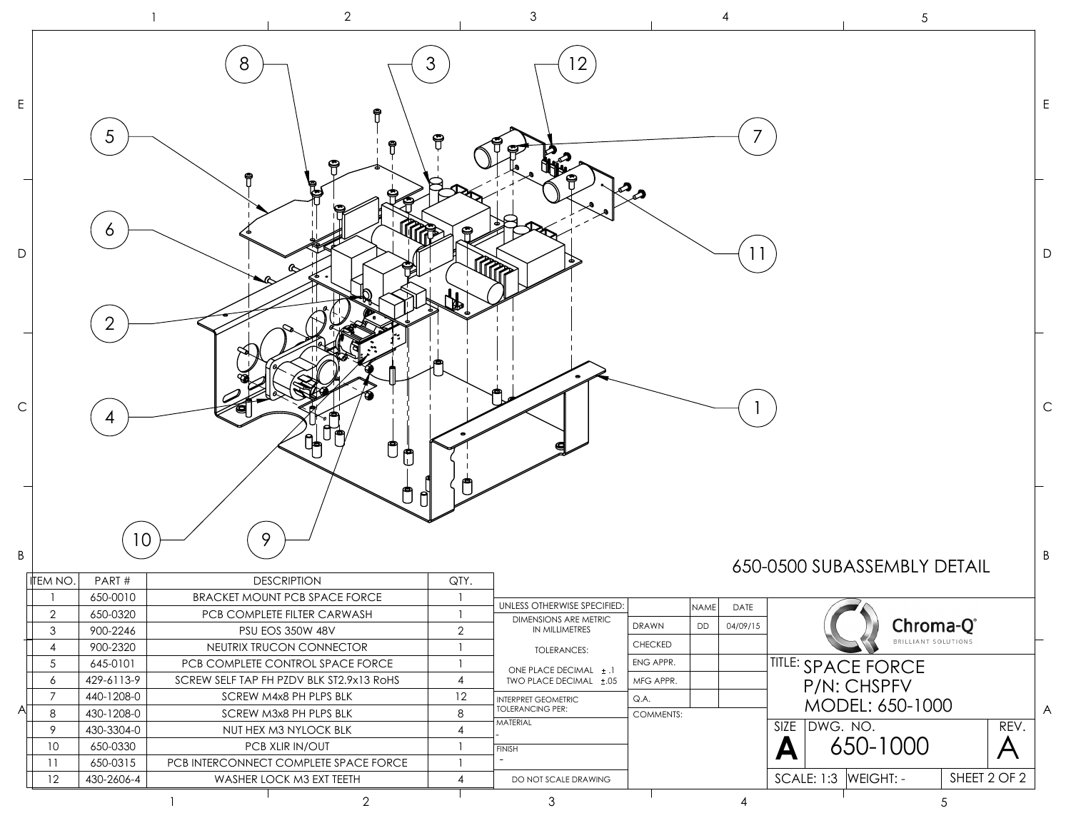## 650-0500 SUBASSEMBLY DETAIL

| ITEM NO. | PART # | DESCRIPTION | QTY. |
|---|---|---|---|
| 1 | 650-0010 | BRACKET MOUNT PCB SPACE FORCE | 1 |
| 2 | 650-0320 | PCB COMPLETE FILTER CARWASH | 1 |
| 3 | 900-2246 | PSU EOS 350W 48V | 2 |
| 4 | 900-2320 | NEUTRIX TRUCON CONNECTOR | 1 |
| 5 | 645-0101 | PCB COMPLETE CONTROL SPACE FORCE | 1 |
| 6 | 429-6113-9 | SCREW SELF TAP FH PZDV BLK ST2.9x13 RoHS | 4 |
| 7 | 440-1208-0 | SCREW M4x8 PH PLPS BLK | 12 |
| 8 | 430-1208-0 | SCREW M3x8 PH PLPS BLK | 8 |
| 9 | 430-3304-0 | NUT HEX M3 NYLOCK BLK | 4 |
| 10 | 650-0330 | PCB XLIR IN/OUT | 1 |
| 11 | 650-0315 | PCB INTERCONNECT COMPLETE SPACE FORCE | 1 |
| 12 | 430-2606-4 | WASHER LOCK M3 EXT TEETH | 4 |

UNLESS OTHERWISE SPECIFIED:
DIMENSIONS ARE METRIC IN MILLIMETRES
TOLERANCES:
ONE PLACE DECIMAL ± .1
TWO PLACE DECIMAL ±.05
INTERPRET GEOMETRIC TOLERANCING PER:
MATERIAL
-
FINISH
-
DO NOT SCALE DRAWING

| | NAME | DATE |
|---|---|---|
| DRAWN | DD | 04/09/15 |
| CHECKED | | |
| ENG APPR. | | |
| MFG APPR. | | |
| Q.A. | | |

COMMENTS:

Chroma-Q® BRILLIANT SOLUTIONS

TITLE: SPACE FORCE
P/N: CHSPFV
MODEL: 650-1000

SIZE A | DWG. NO. 650-1000 | REV. A

SCALE: 1:3 | WEIGHT: - | SHEET 2 OF 2